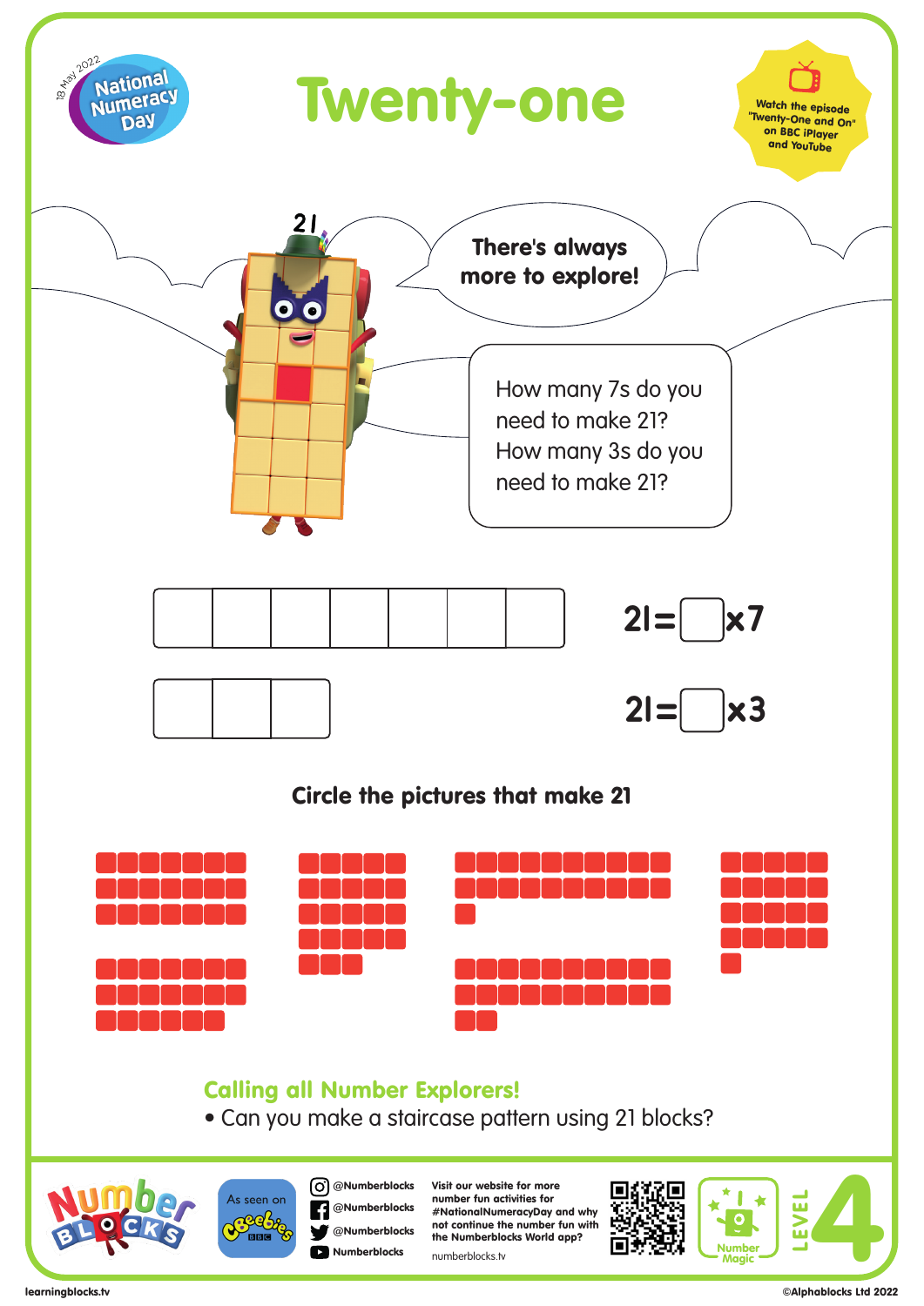18 May 2022 National Numeracy Day

# Twenty-one

Watch the episode "Twenty-One and On" on BBC iPlayer and YouTube

21

There's always more to explore!

How many 7s do you need to make 21?
How many 3s do you need to make 21?

21= ☐ x7

21= ☐ x3

## Circle the pictures that make 21

### Calling all Number Explorers!

- Can you make a staircase pattern using 21 blocks?

As seen on CBeebies

@Numberblocks
@Numberblocks
@Numberblocks
Numberblocks

Visit our website for more number fun activities for #NationalNumeracyDay and why not continue the number fun with the Numberblocks World app?

numberblocks.tv

Number Magic

LEVEL 4

learningblocks.tv

©Alphablocks Ltd 2022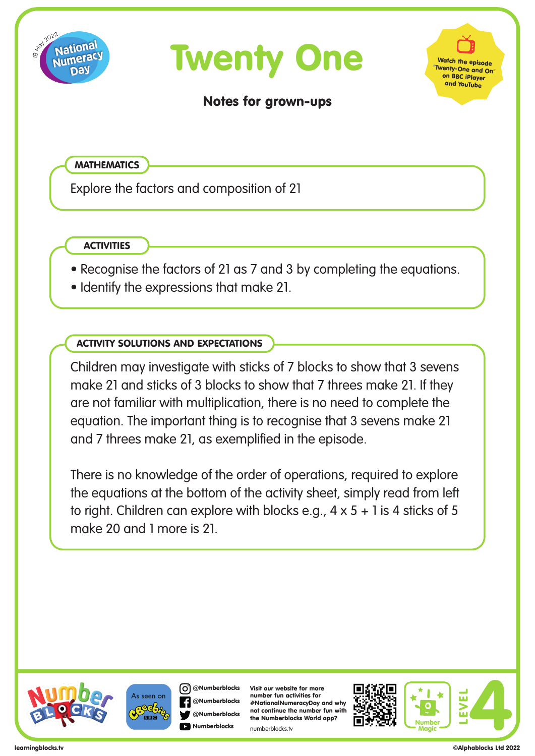18 May 2022 National Numeracy Day

# Twenty One

Watch the episode "Twenty-One and On" on BBC iPlayer and YouTube

## Notes for grown-ups

### MATHEMATICS

Explore the factors and composition of 21

### ACTIVITIES

- Recognise the factors of 21 as 7 and 3 by completing the equations.
- Identify the expressions that make 21.

### ACTIVITY SOLUTIONS AND EXPECTATIONS

Children may investigate with sticks of 7 blocks to show that 3 sevens make 21 and sticks of 3 blocks to show that 7 threes make 21. If they are not familiar with multiplication, there is no need to complete the equation. The important thing is to recognise that 3 sevens make 21 and 7 threes make 21, as exemplified in the episode.

There is no knowledge of the order of operations, required to explore the equations at the bottom of the activity sheet, simply read from left to right. Children can explore with blocks e.g., 4 x 5 + 1 is 4 sticks of 5 make 20 and 1 more is 21.

As seen on CBeebies

@Numberblocks
@Numberblocks
@Numberblocks
Numberblocks

Visit our website for more number fun activities for #NationalNumeracyDay and why not continue the number fun with the Numberblocks World app?

numberblocks.tv

Number Magic

LEVEL 4

learningblocks.tv

©Alphablocks Ltd 2022